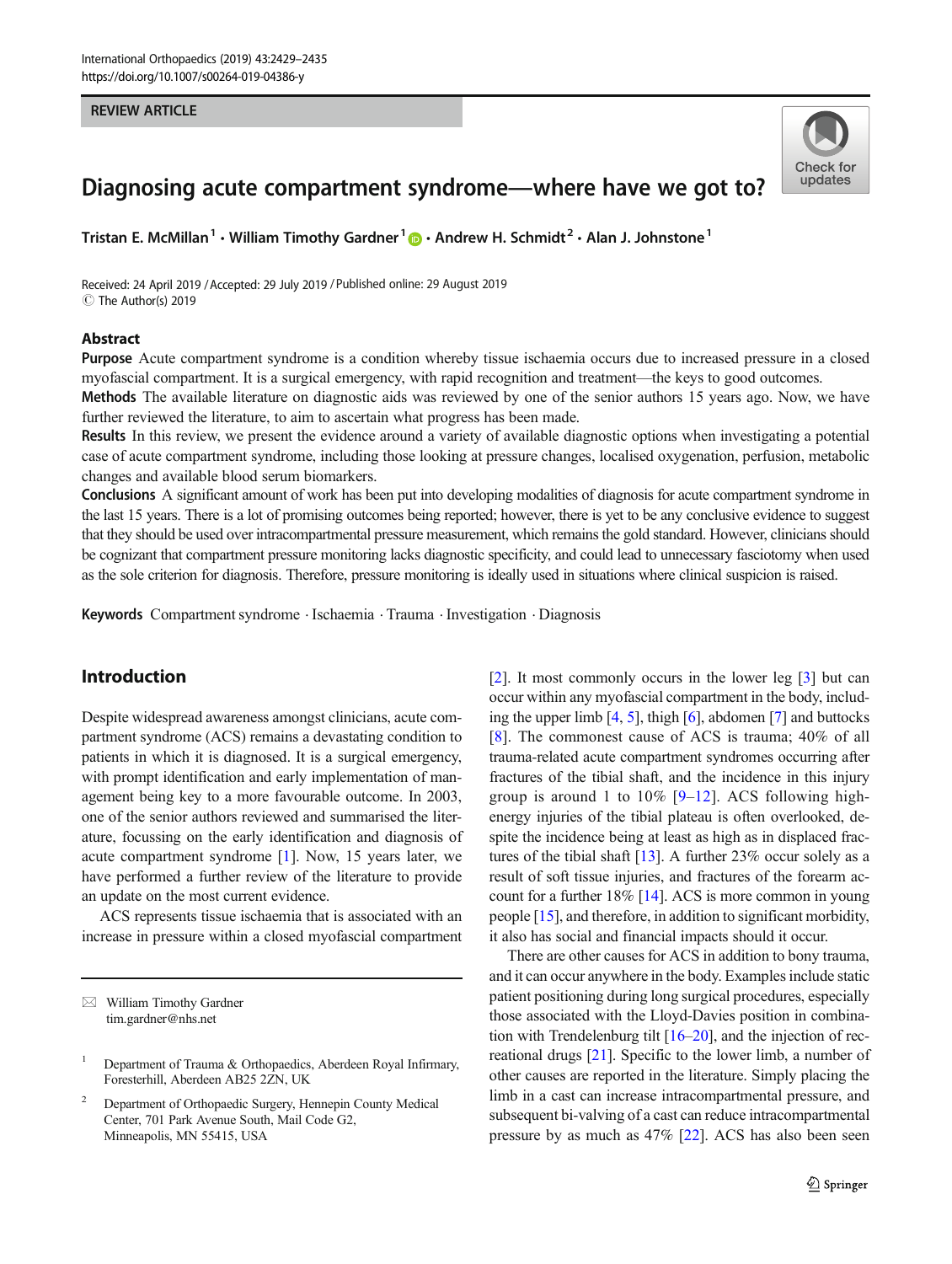REVIEW ARTICLE

# Diagnosing acute compartment syndrome—where have we got to?

Tristan E. McMillan[1] · William Timothy Gardner[1] · Andrew H. Schmidt[2] · Alan J. Johnstone[1]

Received: 24 April 2019 / Accepted: 29 July 2019 / Published online: 29 August 2019
© The Author(s) 2019

## Abstract

**Purpose** Acute compartment syndrome is a condition whereby tissue ischaemia occurs due to increased pressure in a closed myofascial compartment. It is a surgical emergency, with rapid recognition and treatment—the keys to good outcomes.

**Methods** The available literature on diagnostic aids was reviewed by one of the senior authors 15 years ago. Now, we have further reviewed the literature, to aim to ascertain what progress has been made.

**Results** In this review, we present the evidence around a variety of available diagnostic options when investigating a potential case of acute compartment syndrome, including those looking at pressure changes, localised oxygenation, perfusion, metabolic changes and available blood serum biomarkers.

**Conclusions** A significant amount of work has been put into developing modalities of diagnosis for acute compartment syndrome in the last 15 years. There is a lot of promising outcomes being reported; however, there is yet to be any conclusive evidence to suggest that they should be used over intracompartmental pressure measurement, which remains the gold standard. However, clinicians should be cognizant that compartment pressure monitoring lacks diagnostic specificity, and could lead to unnecessary fasciotomy when used as the sole criterion for diagnosis. Therefore, pressure monitoring is ideally used in situations where clinical suspicion is raised.

**Keywords** Compartment syndrome · Ischaemia · Trauma · Investigation · Diagnosis

## Introduction

Despite widespread awareness amongst clinicians, acute compartment syndrome (ACS) remains a devastating condition to patients in which it is diagnosed. It is a surgical emergency, with prompt identification and early implementation of management being key to a more favourable outcome. In 2003, one of the senior authors reviewed and summarised the literature, focussing on the early identification and diagnosis of acute compartment syndrome [1]. Now, 15 years later, we have performed a further review of the literature to provide an update on the most current evidence.

ACS represents tissue ischaemia that is associated with an increase in pressure within a closed myofascial compartment [2]. It most commonly occurs in the lower leg [3] but can occur within any myofascial compartment in the body, including the upper limb [4, 5], thigh [6], abdomen [7] and buttocks [8]. The commonest cause of ACS is trauma; 40% of all trauma-related acute compartment syndromes occurring after fractures of the tibial shaft, and the incidence in this injury group is around 1 to 10% [9–12]. ACS following high-energy injuries of the tibial plateau is often overlooked, despite the incidence being at least as high as in displaced fractures of the tibial shaft [13]. A further 23% occur solely as a result of soft tissue injuries, and fractures of the forearm account for a further 18% [14]. ACS is more common in young people [15], and therefore, in addition to significant morbidity, it also has social and financial impacts should it occur.

There are other causes for ACS in addition to bony trauma, and it can occur anywhere in the body. Examples include static patient positioning during long surgical procedures, especially those associated with the Lloyd-Davies position in combination with Trendelenburg tilt [16–20], and the injection of recreational drugs [21]. Specific to the lower limb, a number of other causes are reported in the literature. Simply placing the limb in a cast can increase intracompartmental pressure, and subsequent bi-valving of a cast can reduce intracompartmental pressure by as much as 47% [22]. ACS has also been seen

---

✉ William Timothy Gardner
tim.gardner@nhs.net

[1] Department of Trauma & Orthopaedics, Aberdeen Royal Infirmary, Foresterhill, Aberdeen AB25 2ZN, UK

[2] Department of Orthopaedic Surgery, Hennepin County Medical Center, 701 Park Avenue South, Mail Code G2, Minneapolis, MN 55415, USA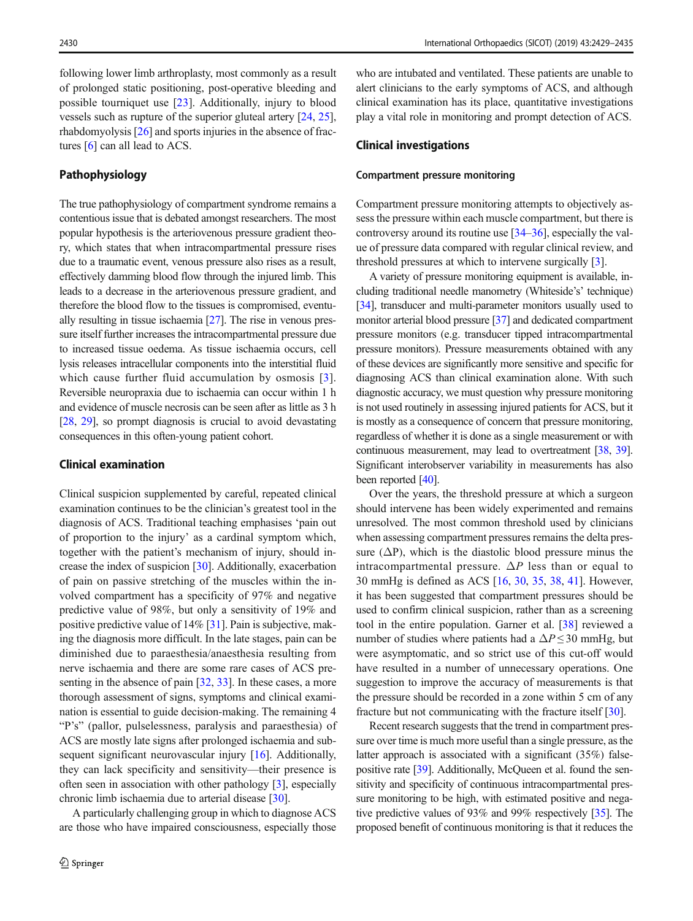following lower limb arthroplasty, most commonly as a result of prolonged static positioning, post-operative bleeding and possible tourniquet use [23]. Additionally, injury to blood vessels such as rupture of the superior gluteal artery [24, 25], rhabdomyolysis [26] and sports injuries in the absence of fractures [6] can all lead to ACS.

## Pathophysiology

The true pathophysiology of compartment syndrome remains a contentious issue that is debated amongst researchers. The most popular hypothesis is the arteriovenous pressure gradient theory, which states that when intracompartmental pressure rises due to a traumatic event, venous pressure also rises as a result, effectively damming blood flow through the injured limb. This leads to a decrease in the arteriovenous pressure gradient, and therefore the blood flow to the tissues is compromised, eventually resulting in tissue ischaemia [27]. The rise in venous pressure itself further increases the intracompartmental pressure due to increased tissue oedema. As tissue ischaemia occurs, cell lysis releases intracellular components into the interstitial fluid which cause further fluid accumulation by osmosis [3]. Reversible neuropraxia due to ischaemia can occur within 1 h and evidence of muscle necrosis can be seen after as little as 3 h [28, 29], so prompt diagnosis is crucial to avoid devastating consequences in this often-young patient cohort.

## Clinical examination

Clinical suspicion supplemented by careful, repeated clinical examination continues to be the clinician's greatest tool in the diagnosis of ACS. Traditional teaching emphasises 'pain out of proportion to the injury' as a cardinal symptom which, together with the patient's mechanism of injury, should increase the index of suspicion [30]. Additionally, exacerbation of pain on passive stretching of the muscles within the involved compartment has a specificity of 97% and negative predictive value of 98%, but only a sensitivity of 19% and positive predictive value of 14% [31]. Pain is subjective, making the diagnosis more difficult. In the late stages, pain can be diminished due to paraesthesia/anaesthesia resulting from nerve ischaemia and there are some rare cases of ACS presenting in the absence of pain [32, 33]. In these cases, a more thorough assessment of signs, symptoms and clinical examination is essential to guide decision-making. The remaining 4 "P's" (pallor, pulselessness, paralysis and paraesthesia) of ACS are mostly late signs after prolonged ischaemia and subsequent significant neurovascular injury [16]. Additionally, they can lack specificity and sensitivity—their presence is often seen in association with other pathology [3], especially chronic limb ischaemia due to arterial disease [30].

A particularly challenging group in which to diagnose ACS are those who have impaired consciousness, especially those who are intubated and ventilated. These patients are unable to alert clinicians to the early symptoms of ACS, and although clinical examination has its place, quantitative investigations play a vital role in monitoring and prompt detection of ACS.

## Clinical investigations

### Compartment pressure monitoring

Compartment pressure monitoring attempts to objectively assess the pressure within each muscle compartment, but there is controversy around its routine use [34–36], especially the value of pressure data compared with regular clinical review, and threshold pressures at which to intervene surgically [3].

A variety of pressure monitoring equipment is available, including traditional needle manometry (Whiteside's' technique) [34], transducer and multi-parameter monitors usually used to monitor arterial blood pressure [37] and dedicated compartment pressure monitors (e.g. transducer tipped intracompartmental pressure monitors). Pressure measurements obtained with any of these devices are significantly more sensitive and specific for diagnosing ACS than clinical examination alone. With such diagnostic accuracy, we must question why pressure monitoring is not used routinely in assessing injured patients for ACS, but it is mostly as a consequence of concern that pressure monitoring, regardless of whether it is done as a single measurement or with continuous measurement, may lead to overtreatment [38, 39]. Significant interobserver variability in measurements has also been reported [40].

Over the years, the threshold pressure at which a surgeon should intervene has been widely experimented and remains unresolved. The most common threshold used by clinicians when assessing compartment pressures remains the delta pressure ($\Delta$P), which is the diastolic blood pressure minus the intracompartmental pressure. $\Delta P$ less than or equal to 30 mmHg is defined as ACS [16, 30, 35, 38, 41]. However, it has been suggested that compartment pressures should be used to confirm clinical suspicion, rather than as a screening tool in the entire population. Garner et al. [38] reviewed a number of studies where patients had a $\Delta P \leq 30$ mmHg, but were asymptomatic, and so strict use of this cut-off would have resulted in a number of unnecessary operations. One suggestion to improve the accuracy of measurements is that the pressure should be recorded in a zone within 5 cm of any fracture but not communicating with the fracture itself [30].

Recent research suggests that the trend in compartment pressure over time is much more useful than a single pressure, as the latter approach is associated with a significant (35%) false-positive rate [39]. Additionally, McQueen et al. found the sensitivity and specificity of continuous intracompartmental pressure monitoring to be high, with estimated positive and negative predictive values of 93% and 99% respectively [35]. The proposed benefit of continuous monitoring is that it reduces the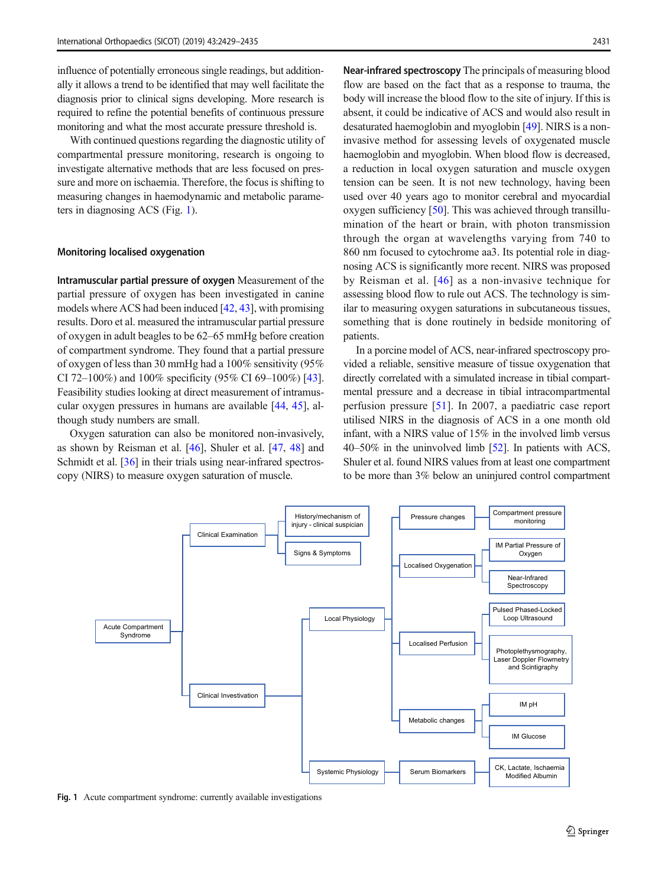influence of potentially erroneous single readings, but additionally it allows a trend to be identified that may well facilitate the diagnosis prior to clinical signs developing. More research is required to refine the potential benefits of continuous pressure monitoring and what the most accurate pressure threshold is.

With continued questions regarding the diagnostic utility of compartmental pressure monitoring, research is ongoing to investigate alternative methods that are less focused on pressure and more on ischaemia. Therefore, the focus is shifting to measuring changes in haemodynamic and metabolic parameters in diagnosing ACS (Fig. 1).

### Monitoring localised oxygenation

**Intramuscular partial pressure of oxygen** Measurement of the partial pressure of oxygen has been investigated in canine models where ACS had been induced [42, 43], with promising results. Doro et al. measured the intramuscular partial pressure of oxygen in adult beagles to be 62–65 mmHg before creation of compartment syndrome. They found that a partial pressure of oxygen of less than 30 mmHg had a 100% sensitivity (95% CI 72–100%) and 100% specificity (95% CI 69–100%) [43]. Feasibility studies looking at direct measurement of intramuscular oxygen pressures in humans are available [44, 45], although study numbers are small.

Oxygen saturation can also be monitored non-invasively, as shown by Reisman et al. [46], Shuler et al. [47, 48] and Schmidt et al. [36] in their trials using near-infrared spectroscopy (NIRS) to measure oxygen saturation of muscle.

**Near-infrared spectroscopy** The principals of measuring blood flow are based on the fact that as a response to trauma, the body will increase the blood flow to the site of injury. If this is absent, it could be indicative of ACS and would also result in desaturated haemoglobin and myoglobin [49]. NIRS is a non-invasive method for assessing levels of oxygenated muscle haemoglobin and myoglobin. When blood flow is decreased, a reduction in local oxygen saturation and muscle oxygen tension can be seen. It is not new technology, having been used over 40 years ago to monitor cerebral and myocardial oxygen sufficiency [50]. This was achieved through transillumination of the heart or brain, with photon transmission through the organ at wavelengths varying from 740 to 860 nm focused to cytochrome aa3. Its potential role in diagnosing ACS is significantly more recent. NIRS was proposed by Reisman et al. [46] as a non-invasive technique for assessing blood flow to rule out ACS. The technology is similar to measuring oxygen saturations in subcutaneous tissues, something that is done routinely in bedside monitoring of patients.

In a porcine model of ACS, near-infrared spectroscopy provided a reliable, sensitive measure of tissue oxygenation that directly correlated with a simulated increase in tibial compartmental pressure and a decrease in tibial intracompartmental perfusion pressure [51]. In 2007, a paediatric case report utilised NIRS in the diagnosis of ACS in a one month old infant, with a NIRS value of 15% in the involved limb versus 40–50% in the uninvolved limb [52]. In patients with ACS, Shuler et al. found NIRS values from at least one compartment to be more than 3% below an uninjured control compartment

- Acute Compartment Syndrome
  - Clinical Examination
    - History/mechanism of injury - clinical suspician
    - Signs & Symptoms
  - Clinical Invevtivation
    - Local Physiology
      - Pressure changes
        - Compartment pressure monitoring
      - Localised Oxygenation
        - IM Partial Pressure of Oxygen
        - Near-Infrared Spectroscopy
      - Localised Perfusion
        - Pulsed Phased-Locked Loop Ultrasound
        - Photoplethysmography, Laser Doppler Flowmetry and Scintigraphy
      - Metabolic changes
        - IM pH
        - IM Glucose
    - Systemic Physiology
      - Serum Biomarkers
        - CK, Lactate, Ischaemia Modified Albumin

**Fig. 1** Acute compartment syndrome: currently available investigations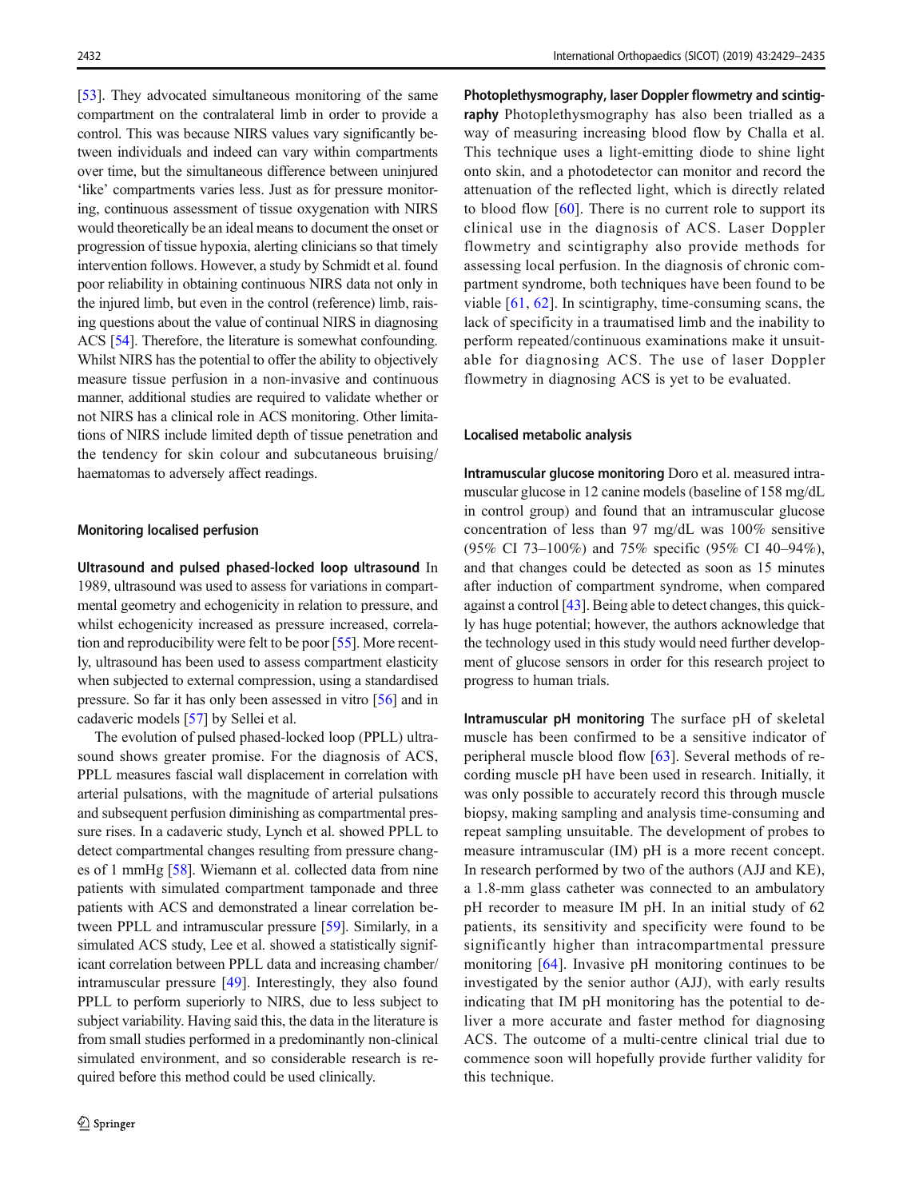[53]. They advocated simultaneous monitoring of the same compartment on the contralateral limb in order to provide a control. This was because NIRS values vary significantly between individuals and indeed can vary within compartments over time, but the simultaneous difference between uninjured 'like' compartments varies less. Just as for pressure monitoring, continuous assessment of tissue oxygenation with NIRS would theoretically be an ideal means to document the onset or progression of tissue hypoxia, alerting clinicians so that timely intervention follows. However, a study by Schmidt et al. found poor reliability in obtaining continuous NIRS data not only in the injured limb, but even in the control (reference) limb, raising questions about the value of continual NIRS in diagnosing ACS [54]. Therefore, the literature is somewhat confounding. Whilst NIRS has the potential to offer the ability to objectively measure tissue perfusion in a non-invasive and continuous manner, additional studies are required to validate whether or not NIRS has a clinical role in ACS monitoring. Other limitations of NIRS include limited depth of tissue penetration and the tendency for skin colour and subcutaneous bruising/haematomas to adversely affect readings.

### Monitoring localised perfusion

**Ultrasound and pulsed phased-locked loop ultrasound** In 1989, ultrasound was used to assess for variations in compartmental geometry and echogenicity in relation to pressure, and whilst echogenicity increased as pressure increased, correlation and reproducibility were felt to be poor [55]. More recently, ultrasound has been used to assess compartment elasticity when subjected to external compression, using a standardised pressure. So far it has only been assessed in vitro [56] and in cadaveric models [57] by Sellei et al.

The evolution of pulsed phased-locked loop (PPLL) ultrasound shows greater promise. For the diagnosis of ACS, PPLL measures fascial wall displacement in correlation with arterial pulsations, with the magnitude of arterial pulsations and subsequent perfusion diminishing as compartmental pressure rises. In a cadaveric study, Lynch et al. showed PPLL to detect compartmental changes resulting from pressure changes of 1 mmHg [58]. Wiemann et al. collected data from nine patients with simulated compartment tamponade and three patients with ACS and demonstrated a linear correlation between PPLL and intramuscular pressure [59]. Similarly, in a simulated ACS study, Lee et al. showed a statistically significant correlation between PPLL data and increasing chamber/intramuscular pressure [49]. Interestingly, they also found PPLL to perform superiorly to NIRS, due to less subject to subject variability. Having said this, the data in the literature is from small studies performed in a predominantly non-clinical simulated environment, and so considerable research is required before this method could be used clinically.

**Photoplethysmography, laser Doppler flowmetry and scintigraphy** Photoplethysmography has also been trialled as a way of measuring increasing blood flow by Challa et al. This technique uses a light-emitting diode to shine light onto skin, and a photodetector can monitor and record the attenuation of the reflected light, which is directly related to blood flow [60]. There is no current role to support its clinical use in the diagnosis of ACS. Laser Doppler flowmetry and scintigraphy also provide methods for assessing local perfusion. In the diagnosis of chronic compartment syndrome, both techniques have been found to be viable [61, 62]. In scintigraphy, time-consuming scans, the lack of specificity in a traumatised limb and the inability to perform repeated/continuous examinations make it unsuitable for diagnosing ACS. The use of laser Doppler flowmetry in diagnosing ACS is yet to be evaluated.

### Localised metabolic analysis

**Intramuscular glucose monitoring** Doro et al. measured intramuscular glucose in 12 canine models (baseline of 158 mg/dL in control group) and found that an intramuscular glucose concentration of less than 97 mg/dL was 100% sensitive (95% CI 73–100%) and 75% specific (95% CI 40–94%), and that changes could be detected as soon as 15 minutes after induction of compartment syndrome, when compared against a control [43]. Being able to detect changes, this quickly has huge potential; however, the authors acknowledge that the technology used in this study would need further development of glucose sensors in order for this research project to progress to human trials.

**Intramuscular pH monitoring** The surface pH of skeletal muscle has been confirmed to be a sensitive indicator of peripheral muscle blood flow [63]. Several methods of recording muscle pH have been used in research. Initially, it was only possible to accurately record this through muscle biopsy, making sampling and analysis time-consuming and repeat sampling unsuitable. The development of probes to measure intramuscular (IM) pH is a more recent concept. In research performed by two of the authors (AJJ and KE), a 1.8-mm glass catheter was connected to an ambulatory pH recorder to measure IM pH. In an initial study of 62 patients, its sensitivity and specificity were found to be significantly higher than intracompartmental pressure monitoring [64]. Invasive pH monitoring continues to be investigated by the senior author (AJJ), with early results indicating that IM pH monitoring has the potential to deliver a more accurate and faster method for diagnosing ACS. The outcome of a multi-centre clinical trial due to commence soon will hopefully provide further validity for this technique.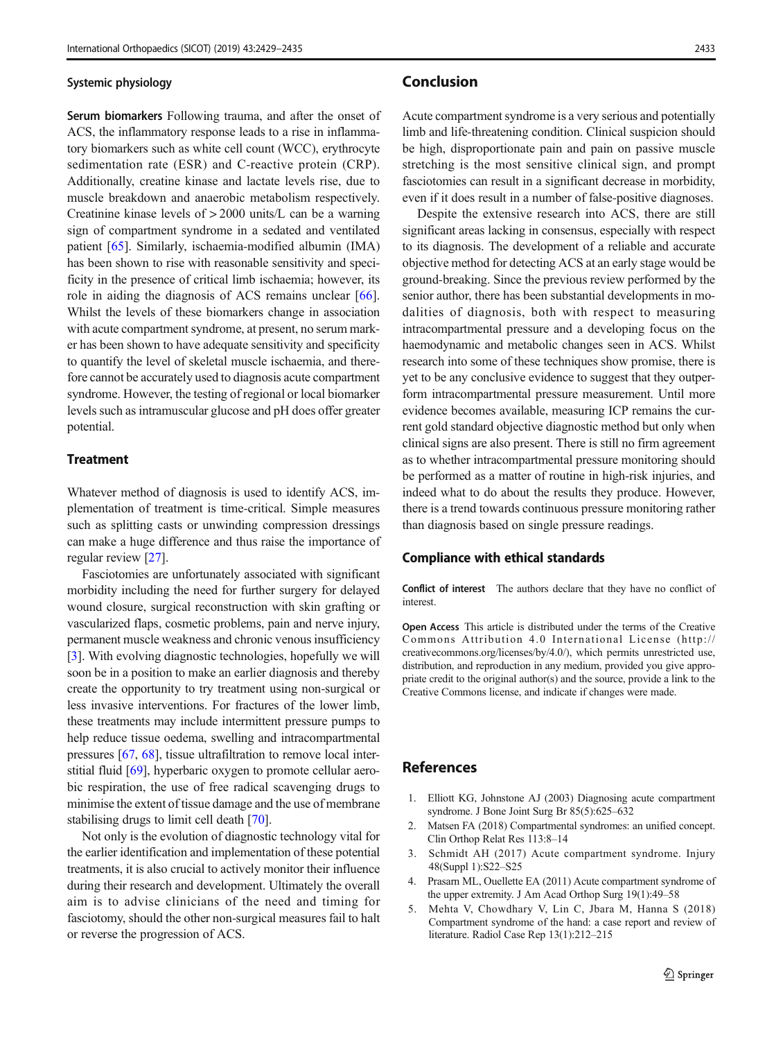### Systemic physiology

**Serum biomarkers** Following trauma, and after the onset of ACS, the inflammatory response leads to a rise in inflammatory biomarkers such as white cell count (WCC), erythrocyte sedimentation rate (ESR) and C-reactive protein (CRP). Additionally, creatine kinase and lactate levels rise, due to muscle breakdown and anaerobic metabolism respectively. Creatinine kinase levels of > 2000 units/L can be a warning sign of compartment syndrome in a sedated and ventilated patient [65]. Similarly, ischaemia-modified albumin (IMA) has been shown to rise with reasonable sensitivity and specificity in the presence of critical limb ischaemia; however, its role in aiding the diagnosis of ACS remains unclear [66]. Whilst the levels of these biomarkers change in association with acute compartment syndrome, at present, no serum marker has been shown to have adequate sensitivity and specificity to quantify the level of skeletal muscle ischaemia, and therefore cannot be accurately used to diagnosis acute compartment syndrome. However, the testing of regional or local biomarker levels such as intramuscular glucose and pH does offer greater potential.

## Treatment

Whatever method of diagnosis is used to identify ACS, implementation of treatment is time-critical. Simple measures such as splitting casts or unwinding compression dressings can make a huge difference and thus raise the importance of regular review [27].

Fasciotomies are unfortunately associated with significant morbidity including the need for further surgery for delayed wound closure, surgical reconstruction with skin grafting or vascularized flaps, cosmetic problems, pain and nerve injury, permanent muscle weakness and chronic venous insufficiency [3]. With evolving diagnostic technologies, hopefully we will soon be in a position to make an earlier diagnosis and thereby create the opportunity to try treatment using non-surgical or less invasive interventions. For fractures of the lower limb, these treatments may include intermittent pressure pumps to help reduce tissue oedema, swelling and intracompartmental pressures [67, 68], tissue ultrafiltration to remove local interstitial fluid [69], hyperbaric oxygen to promote cellular aerobic respiration, the use of free radical scavenging drugs to minimise the extent of tissue damage and the use of membrane stabilising drugs to limit cell death [70].

Not only is the evolution of diagnostic technology vital for the earlier identification and implementation of these potential treatments, it is also crucial to actively monitor their influence during their research and development. Ultimately the overall aim is to advise clinicians of the need and timing for fasciotomy, should the other non-surgical measures fail to halt or reverse the progression of ACS.

## Conclusion

Acute compartment syndrome is a very serious and potentially limb and life-threatening condition. Clinical suspicion should be high, disproportionate pain and pain on passive muscle stretching is the most sensitive clinical sign, and prompt fasciotomies can result in a significant decrease in morbidity, even if it does result in a number of false-positive diagnoses.

Despite the extensive research into ACS, there are still significant areas lacking in consensus, especially with respect to its diagnosis. The development of a reliable and accurate objective method for detecting ACS at an early stage would be ground-breaking. Since the previous review performed by the senior author, there has been substantial developments in modalities of diagnosis, both with respect to measuring intracompartmental pressure and a developing focus on the haemodynamic and metabolic changes seen in ACS. Whilst research into some of these techniques show promise, there is yet to be any conclusive evidence to suggest that they outperform intracompartmental pressure measurement. Until more evidence becomes available, measuring ICP remains the current gold standard objective diagnostic method but only when clinical signs are also present. There is still no firm agreement as to whether intracompartmental pressure monitoring should be performed as a matter of routine in high-risk injuries, and indeed what to do about the results they produce. However, there is a trend towards continuous pressure monitoring rather than diagnosis based on single pressure readings.

## Compliance with ethical standards

**Conflict of interest** The authors declare that they have no conflict of interest.

**Open Access** This article is distributed under the terms of the Creative Commons Attribution 4.0 International License (http://creativecommons.org/licenses/by/4.0/), which permits unrestricted use, distribution, and reproduction in any medium, provided you give appropriate credit to the original author(s) and the source, provide a link to the Creative Commons license, and indicate if changes were made.

## References

1. Elliott KG, Johnstone AJ (2003) Diagnosing acute compartment syndrome. J Bone Joint Surg Br 85(5):625–632
2. Matsen FA (2018) Compartmental syndromes: an unified concept. Clin Orthop Relat Res 113:8–14
3. Schmidt AH (2017) Acute compartment syndrome. Injury 48(Suppl 1):S22–S25
4. Prasarn ML, Ouellette EA (2011) Acute compartment syndrome of the upper extremity. J Am Acad Orthop Surg 19(1):49–58
5. Mehta V, Chowdhary V, Lin C, Jbara M, Hanna S (2018) Compartment syndrome of the hand: a case report and review of literature. Radiol Case Rep 13(1):212–215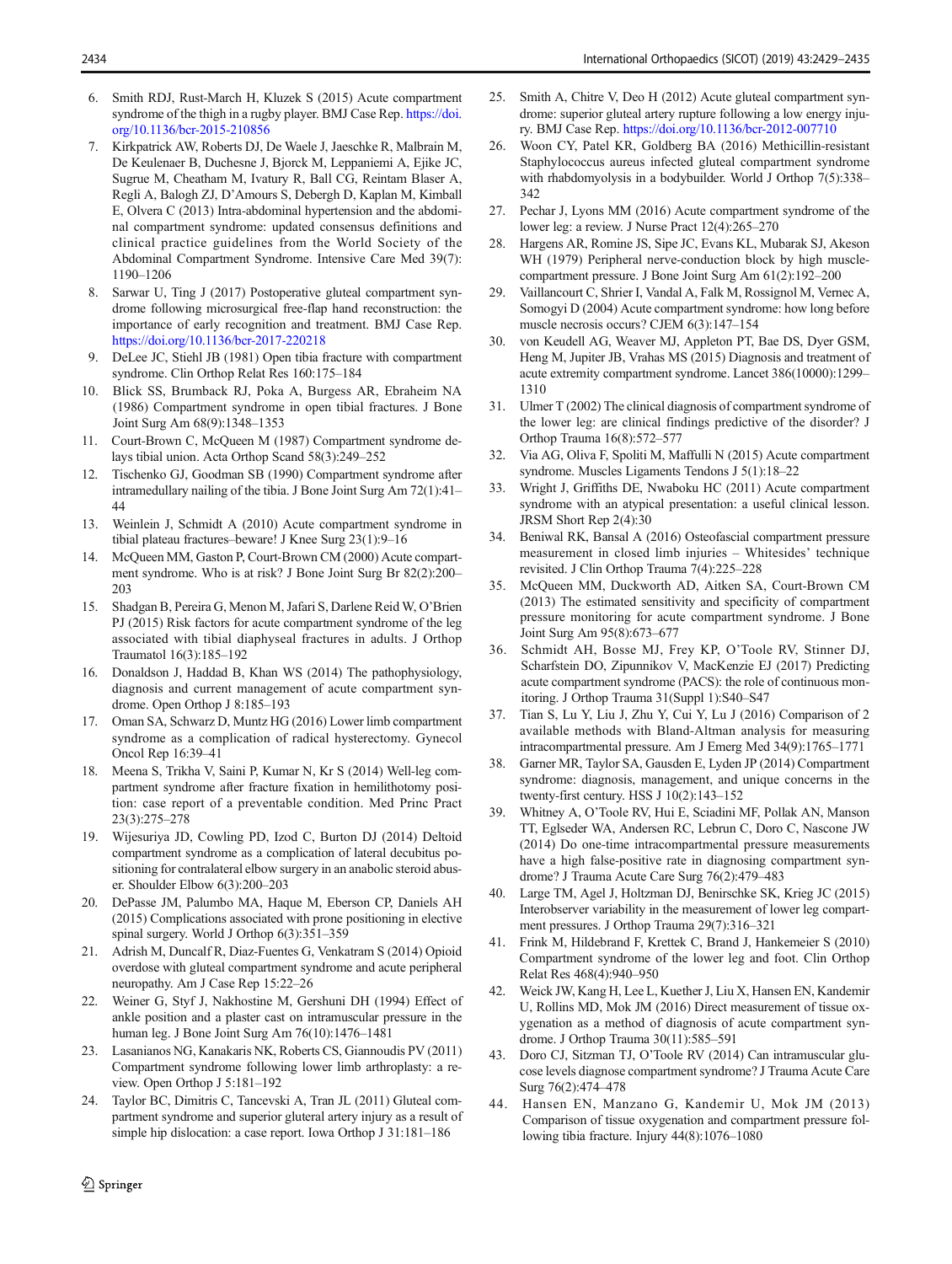6. Smith RDJ, Rust-March H, Kluzek S (2015) Acute compartment syndrome of the thigh in a rugby player. BMJ Case Rep. https://doi.org/10.1136/bcr-2015-210856
7. Kirkpatrick AW, Roberts DJ, De Waele J, Jaeschke R, Malbrain M, De Keulenaer B, Duchesne J, Bjorck M, Leppaniemi A, Ejike JC, Sugrue M, Cheatham M, Ivatury R, Ball CG, Reintam Blaser A, Regli A, Balogh ZJ, D'Amours S, Debergh D, Kaplan M, Kimball E, Olvera C (2013) Intra-abdominal hypertension and the abdominal compartment syndrome: updated consensus definitions and clinical practice guidelines from the World Society of the Abdominal Compartment Syndrome. Intensive Care Med 39(7): 1190–1206
8. Sarwar U, Ting J (2017) Postoperative gluteal compartment syndrome following microsurgical free-flap hand reconstruction: the importance of early recognition and treatment. BMJ Case Rep. https://doi.org/10.1136/bcr-2017-220218
9. DeLee JC, Stiehl JB (1981) Open tibia fracture with compartment syndrome. Clin Orthop Relat Res 160:175–184
10. Blick SS, Brumback RJ, Poka A, Burgess AR, Ebraheim NA (1986) Compartment syndrome in open tibial fractures. J Bone Joint Surg Am 68(9):1348–1353
11. Court-Brown C, McQueen M (1987) Compartment syndrome delays tibial union. Acta Orthop Scand 58(3):249–252
12. Tischenko GJ, Goodman SB (1990) Compartment syndrome after intramedullary nailing of the tibia. J Bone Joint Surg Am 72(1):41–44
13. Weinlein J, Schmidt A (2010) Acute compartment syndrome in tibial plateau fractures–beware! J Knee Surg 23(1):9–16
14. McQueen MM, Gaston P, Court-Brown CM (2000) Acute compartment syndrome. Who is at risk? J Bone Joint Surg Br 82(2):200–203
15. Shadgan B, Pereira G, Menon M, Jafari S, Darlene Reid W, O'Brien PJ (2015) Risk factors for acute compartment syndrome of the leg associated with tibial diaphyseal fractures in adults. J Orthop Traumatol 16(3):185–192
16. Donaldson J, Haddad B, Khan WS (2014) The pathophysiology, diagnosis and current management of acute compartment syndrome. Open Orthop J 8:185–193
17. Oman SA, Schwarz D, Muntz HG (2016) Lower limb compartment syndrome as a complication of radical hysterectomy. Gynecol Oncol Rep 16:39–41
18. Meena S, Trikha V, Saini P, Kumar N, Kr S (2014) Well-leg compartment syndrome after fracture fixation in hemilithotomy position: case report of a preventable condition. Med Princ Pract 23(3):275–278
19. Wijesuriya JD, Cowling PD, Izod C, Burton DJ (2014) Deltoid compartment syndrome as a complication of lateral decubitus positioning for contralateral elbow surgery in an anabolic steroid abuser. Shoulder Elbow 6(3):200–203
20. DePasse JM, Palumbo MA, Haque M, Eberson CP, Daniels AH (2015) Complications associated with prone positioning in elective spinal surgery. World J Orthop 6(3):351–359
21. Adrish M, Duncalf R, Diaz-Fuentes G, Venkatram S (2014) Opioid overdose with gluteal compartment syndrome and acute peripheral neuropathy. Am J Case Rep 15:22–26
22. Weiner G, Styf J, Nakhostine M, Gershuni DH (1994) Effect of ankle position and a plaster cast on intramuscular pressure in the human leg. J Bone Joint Surg Am 76(10):1476–1481
23. Lasanianos NG, Kanakaris NK, Roberts CS, Giannoudis PV (2011) Compartment syndrome following lower limb arthroplasty: a review. Open Orthop J 5:181–192
24. Taylor BC, Dimitris C, Tancevski A, Tran JL (2011) Gluteal compartment syndrome and superior gluteral artery injury as a result of simple hip dislocation: a case report. Iowa Orthop J 31:181–186
25. Smith A, Chitre V, Deo H (2012) Acute gluteal compartment syndrome: superior gluteal artery rupture following a low energy injury. BMJ Case Rep. https://doi.org/10.1136/bcr-2012-007710
26. Woon CY, Patel KR, Goldberg BA (2016) Methicillin-resistant Staphylococcus aureus infected gluteal compartment syndrome with rhabdomyolysis in a bodybuilder. World J Orthop 7(5):338–342
27. Pechar J, Lyons MM (2016) Acute compartment syndrome of the lower leg: a review. J Nurse Pract 12(4):265–270
28. Hargens AR, Romine JS, Sipe JC, Evans KL, Mubarak SJ, Akeson WH (1979) Peripheral nerve-conduction block by high muscle-compartment pressure. J Bone Joint Surg Am 61(2):192–200
29. Vaillancourt C, Shrier I, Vandal A, Falk M, Rossignol M, Vernec A, Somogyi D (2004) Acute compartment syndrome: how long before muscle necrosis occurs? CJEM 6(3):147–154
30. von Keudell AG, Weaver MJ, Appleton PT, Bae DS, Dyer GSM, Heng M, Jupiter JB, Vrahas MS (2015) Diagnosis and treatment of acute extremity compartment syndrome. Lancet 386(10000):1299–1310
31. Ulmer T (2002) The clinical diagnosis of compartment syndrome of the lower leg: are clinical findings predictive of the disorder? J Orthop Trauma 16(8):572–577
32. Via AG, Oliva F, Spoliti M, Maffulli N (2015) Acute compartment syndrome. Muscles Ligaments Tendons J 5(1):18–22
33. Wright J, Griffiths DE, Nwaboku HC (2011) Acute compartment syndrome with an atypical presentation: a useful clinical lesson. JRSM Short Rep 2(4):30
34. Beniwal RK, Bansal A (2016) Osteofascial compartment pressure measurement in closed limb injuries – Whitesides' technique revisited. J Clin Orthop Trauma 7(4):225–228
35. McQueen MM, Duckworth AD, Aitken SA, Court-Brown CM (2013) The estimated sensitivity and specificity of compartment pressure monitoring for acute compartment syndrome. J Bone Joint Surg Am 95(8):673–677
36. Schmidt AH, Bosse MJ, Frey KP, O'Toole RV, Stinner DJ, Scharfstein DO, Zipunnikov V, MacKenzie EJ (2017) Predicting acute compartment syndrome (PACS): the role of continuous monitoring. J Orthop Trauma 31(Suppl 1):S40–S47
37. Tian S, Lu Y, Liu J, Zhu Y, Cui Y, Lu J (2016) Comparison of 2 available methods with Bland-Altman analysis for measuring intracompartmental pressure. Am J Emerg Med 34(9):1765–1771
38. Garner MR, Taylor SA, Gausden E, Lyden JP (2014) Compartment syndrome: diagnosis, management, and unique concerns in the twenty-first century. HSS J 10(2):143–152
39. Whitney A, O'Toole RV, Hui E, Sciadini MF, Pollak AN, Manson TT, Eglseder WA, Andersen RC, Lebrun C, Doro C, Nascone JW (2014) Do one-time intracompartmental pressure measurements have a high false-positive rate in diagnosing compartment syndrome? J Trauma Acute Care Surg 76(2):479–483
40. Large TM, Agel J, Holtzman DJ, Benirschke SK, Krieg JC (2015) Interobserver variability in the measurement of lower leg compartment pressures. J Orthop Trauma 29(7):316–321
41. Frink M, Hildebrand F, Krettek C, Brand J, Hankemeier S (2010) Compartment syndrome of the lower leg and foot. Clin Orthop Relat Res 468(4):940–950
42. Weick JW, Kang H, Lee L, Kuether J, Liu X, Hansen EN, Kandemir U, Rollins MD, Mok JM (2016) Direct measurement of tissue oxygenation as a method of diagnosis of acute compartment syndrome. J Orthop Trauma 30(11):585–591
43. Doro CJ, Sitzman TJ, O'Toole RV (2014) Can intramuscular glucose levels diagnose compartment syndrome? J Trauma Acute Care Surg 76(2):474–478
44. Hansen EN, Manzano G, Kandemir U, Mok JM (2013) Comparison of tissue oxygenation and compartment pressure following tibia fracture. Injury 44(8):1076–1080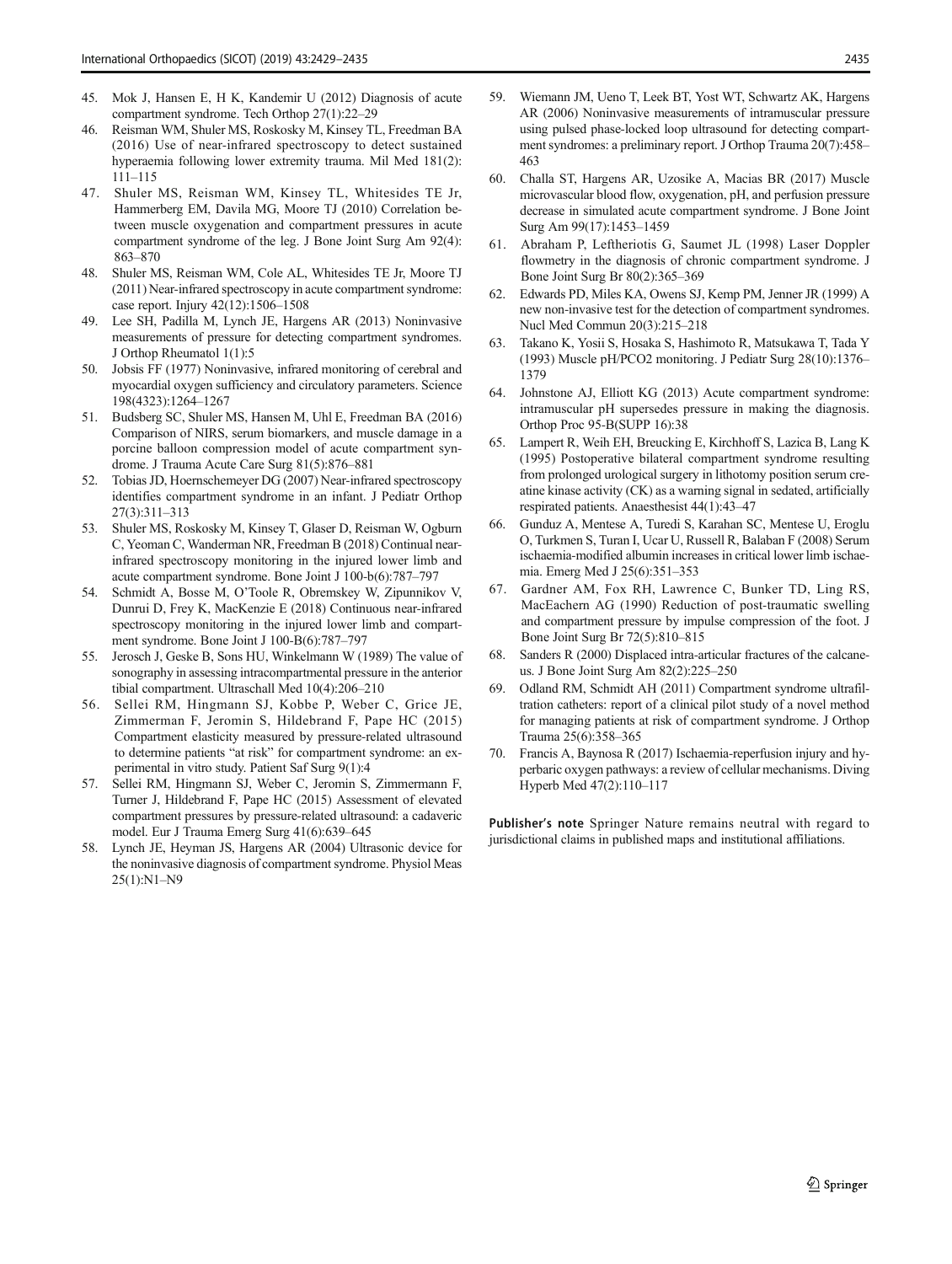45. Mok J, Hansen E, H K, Kandemir U (2012) Diagnosis of acute compartment syndrome. Tech Orthop 27(1):22–29
46. Reisman WM, Shuler MS, Roskosky M, Kinsey TL, Freedman BA (2016) Use of near-infrared spectroscopy to detect sustained hyperaemia following lower extremity trauma. Mil Med 181(2): 111–115
47. Shuler MS, Reisman WM, Kinsey TL, Whitesides TE Jr, Hammerberg EM, Davila MG, Moore TJ (2010) Correlation between muscle oxygenation and compartment pressures in acute compartment syndrome of the leg. J Bone Joint Surg Am 92(4): 863–870
48. Shuler MS, Reisman WM, Cole AL, Whitesides TE Jr, Moore TJ (2011) Near-infrared spectroscopy in acute compartment syndrome: case report. Injury 42(12):1506–1508
49. Lee SH, Padilla M, Lynch JE, Hargens AR (2013) Noninvasive measurements of pressure for detecting compartment syndromes. J Orthop Rheumatol 1(1):5
50. Jobsis FF (1977) Noninvasive, infrared monitoring of cerebral and myocardial oxygen sufficiency and circulatory parameters. Science 198(4323):1264–1267
51. Budsberg SC, Shuler MS, Hansen M, Uhl E, Freedman BA (2016) Comparison of NIRS, serum biomarkers, and muscle damage in a porcine balloon compression model of acute compartment syndrome. J Trauma Acute Care Surg 81(5):876–881
52. Tobias JD, Hoernschemeyer DG (2007) Near-infrared spectroscopy identifies compartment syndrome in an infant. J Pediatr Orthop 27(3):311–313
53. Shuler MS, Roskosky M, Kinsey T, Glaser D, Reisman W, Ogburn C, Yeoman C, Wanderman NR, Freedman B (2018) Continual near-infrared spectroscopy monitoring in the injured lower limb and acute compartment syndrome. Bone Joint J 100-b(6):787–797
54. Schmidt A, Bosse M, O'Toole R, Obremskey W, Zipunnikov V, Dunrui D, Frey K, MacKenzie E (2018) Continuous near-infrared spectroscopy monitoring in the injured lower limb and compartment syndrome. Bone Joint J 100-B(6):787–797
55. Jerosch J, Geske B, Sons HU, Winkelmann W (1989) The value of sonography in assessing intracompartmental pressure in the anterior tibial compartment. Ultraschall Med 10(4):206–210
56. Sellei RM, Hingmann SJ, Kobbe P, Weber C, Grice JE, Zimmerman F, Jeromin S, Hildebrand F, Pape HC (2015) Compartment elasticity measured by pressure-related ultrasound to determine patients "at risk" for compartment syndrome: an experimental in vitro study. Patient Saf Surg 9(1):4
57. Sellei RM, Hingmann SJ, Weber C, Jeromin S, Zimmermann F, Turner J, Hildebrand F, Pape HC (2015) Assessment of elevated compartment pressures by pressure-related ultrasound: a cadaveric model. Eur J Trauma Emerg Surg 41(6):639–645
58. Lynch JE, Heyman JS, Hargens AR (2004) Ultrasonic device for the noninvasive diagnosis of compartment syndrome. Physiol Meas 25(1):N1–N9
59. Wiemann JM, Ueno T, Leek BT, Yost WT, Schwartz AK, Hargens AR (2006) Noninvasive measurements of intramuscular pressure using pulsed phase-locked loop ultrasound for detecting compartment syndromes: a preliminary report. J Orthop Trauma 20(7):458–463
60. Challa ST, Hargens AR, Uzosike A, Macias BR (2017) Muscle microvascular blood flow, oxygenation, pH, and perfusion pressure decrease in simulated acute compartment syndrome. J Bone Joint Surg Am 99(17):1453–1459
61. Abraham P, Leftheriotis G, Saumet JL (1998) Laser Doppler flowmetry in the diagnosis of chronic compartment syndrome. J Bone Joint Surg Br 80(2):365–369
62. Edwards PD, Miles KA, Owens SJ, Kemp PM, Jenner JR (1999) A new non-invasive test for the detection of compartment syndromes. Nucl Med Commun 20(3):215–218
63. Takano K, Yosii S, Hosaka S, Hashimoto R, Matsukawa T, Tada Y (1993) Muscle pH/PCO2 monitoring. J Pediatr Surg 28(10):1376–1379
64. Johnstone AJ, Elliott KG (2013) Acute compartment syndrome: intramuscular pH supersedes pressure in making the diagnosis. Orthop Proc 95-B(SUPP 16):38
65. Lampert R, Weih EH, Breucking E, Kirchhoff S, Lazica B, Lang K (1995) Postoperative bilateral compartment syndrome resulting from prolonged urological surgery in lithotomy position serum creatine kinase activity (CK) as a warning signal in sedated, artificially respirated patients. Anaesthesist 44(1):43–47
66. Gunduz A, Mentese A, Turedi S, Karahan SC, Mentese U, Eroglu O, Turkmen S, Turan I, Ucar U, Russell R, Balaban F (2008) Serum ischaemia-modified albumin increases in critical lower limb ischaemia. Emerg Med J 25(6):351–353
67. Gardner AM, Fox RH, Lawrence C, Bunker TD, Ling RS, MacEachern AG (1990) Reduction of post-traumatic swelling and compartment pressure by impulse compression of the foot. J Bone Joint Surg Br 72(5):810–815
68. Sanders R (2000) Displaced intra-articular fractures of the calcaneus. J Bone Joint Surg Am 82(2):225–250
69. Odland RM, Schmidt AH (2011) Compartment syndrome ultrafiltration catheters: report of a clinical pilot study of a novel method for managing patients at risk of compartment syndrome. J Orthop Trauma 25(6):358–365
70. Francis A, Baynosa R (2017) Ischaemia-reperfusion injury and hyperbaric oxygen pathways: a review of cellular mechanisms. Diving Hyperb Med 47(2):110–117

**Publisher's note** Springer Nature remains neutral with regard to jurisdictional claims in published maps and institutional affiliations.